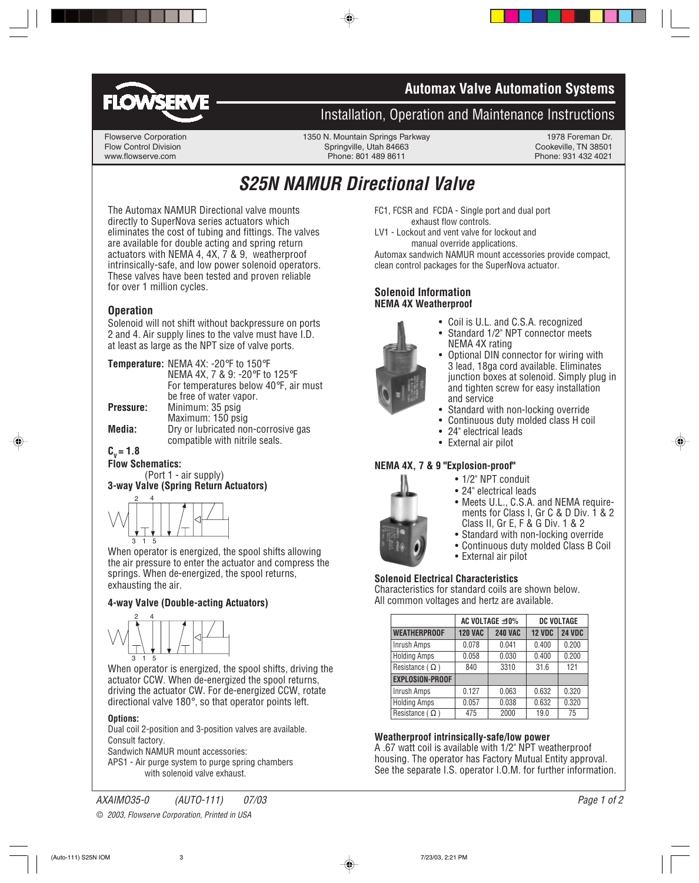Automax Valve Automation Systems

Installation, Operation and Maintenance Instructions

Flowserve Corporation
Flow Control Division
www.flowserve.com

1350 N. Mountain Springs Parkway
Springville, Utah 84663
Phone: 801 489 8611

1978 Foreman Dr.
Cookeville, TN 38501
Phone: 931 432 4021

# *S25N NAMUR Directional Valve*

The Automax NAMUR Directional valve mounts directly to SuperNova series actuators which eliminates the cost of tubing and fittings. The valves are available for double acting and spring return actuators with NEMA 4, 4X, 7 & 9, weatherproof intrinsically-safe, and low power solenoid operators. These valves have been tested and proven reliable for over 1 million cycles.

## Operation

Solenoid will not shift without backpressure on ports 2 and 4. Air supply lines to the valve must have I.D. at least as large as the NPT size of valve ports.

**Temperature:** NEMA 4X: -20°F to 150°F
NEMA 4X, 7 & 9: -20°F to 125°F
For temperatures below 40°F, air must be free of water vapor.

**Pressure:** Minimum: 35 psig
Maximum: 150 psig

**Media:** Dry or lubricated non-corrosive gas compatible with nitrile seals.

**$C_v$ = 1.8**

**Flow Schematics:**
(Port 1 - air supply)

**3-way Valve (Spring Return Actuators)**

When operator is energized, the spool shifts allowing the air pressure to enter the actuator and compress the springs. When de-energized, the spool returns, exhausting the air.

**4-way Valve (Double-acting Actuators)**

When operator is energized, the spool shifts, driving the actuator CCW. When de-energized the spool returns, driving the actuator CW. For de-energized CCW, rotate directional valve 180°, so that operator points left.

**Options:**

Dual coil 2-position and 3-position valves are available. Consult factory.

Sandwich NAMUR mount accessories:

APS1 - Air purge system to purge spring chambers with solenoid valve exhaust.

FC1, FCSR and FCDA - Single port and dual port exhaust flow controls.

LV1 - Lockout and vent valve for lockout and manual override applications.

Automax sandwich NAMUR mount accessories provide compact, clean control packages for the SuperNova actuator.

## Solenoid Information

**NEMA 4X Weatherproof**

- Coil is U.L. and C.S.A. recognized
- Standard 1/2" NPT connector meets NEMA 4X rating
- Optional DIN connector for wiring with 3 lead, 18ga cord available. Eliminates junction boxes at solenoid. Simply plug in and tighten screw for easy installation and service
- Standard with non-locking override
- Continuous duty molded class H coil
- 24" electrical leads
- External air pilot

**NEMA 4X, 7 & 9 "Explosion-proof"**

- 1/2" NPT conduit
- 24" electrical leads
- Meets U.L., C.S.A. and NEMA requirements for Class I, Gr C & D Div. 1 & 2 Class II, Gr E, F & G Div. 1 & 2
- Standard with non-locking override
- Continuous duty molded Class B Coil
- External air pilot

**Solenoid Electrical Characteristics**

Characteristics for standard coils are shown below. All common voltages and hertz are available.

| | AC VOLTAGE ±10% | | DC VOLTAGE | |
|---|---|---|---|---|
| **WEATHERPROOF** | **120 VAC** | **240 VAC** | **12 VDC** | **24 VDC** |
| Inrush Amps | 0.078 | 0.041 | 0.400 | 0.200 |
| Holding Amps | 0.058 | 0.030 | 0.400 | 0.200 |
| Resistance ( Ω ) | 840 | 3310 | 31.6 | 121 |
| **EXPLOSION-PROOF** | | | | |
| Inrush Amps | 0.127 | 0.063 | 0.632 | 0.320 |
| Holding Amps | 0.057 | 0.038 | 0.632 | 0.320 |
| Resistance ( Ω ) | 475 | 2000 | 19.0 | 75 |

**Weatherproof intrinsically-safe/low power**

A .67 watt coil is available with 1/2" NPT weatherproof housing. The operator has Factory Mutual Entity approval. See the separate I.S. operator I.O.M. for further information.

*AXAIM035-0 (AUTO-111) 07/03*

*© 2003, Flowserve Corporation, Printed in USA*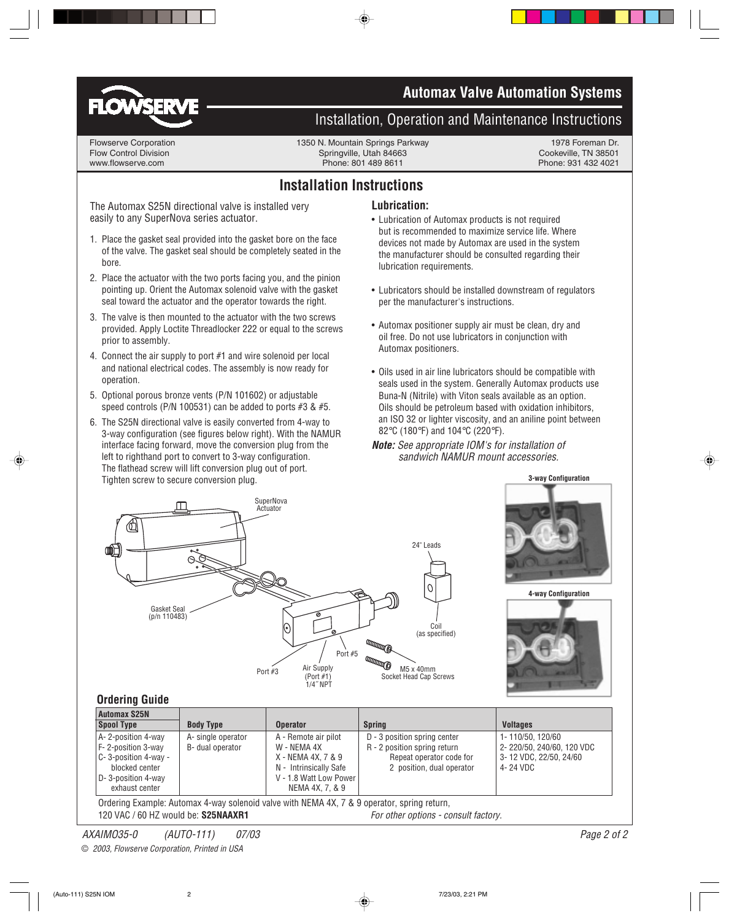# Automax Valve Automation Systems

## Installation, Operation and Maintenance Instructions

Flowserve Corporation
Flow Control Division
www.flowserve.com

1350 N. Mountain Springs Parkway
Springville, Utah 84663
Phone: 801 489 8611

1978 Foreman Dr.
Cookeville, TN 38501
Phone: 931 432 4021

## Installation Instructions

The Automax S25N directional valve is installed very easily to any SuperNova series actuator.

1. Place the gasket seal provided into the gasket bore on the face of the valve. The gasket seal should be completely seated in the bore.
2. Place the actuator with the two ports facing you, and the pinion pointing up. Orient the Automax solenoid valve with the gasket seal toward the actuator and the operator towards the right.
3. The valve is then mounted to the actuator with the two screws provided. Apply Loctite Threadlocker 222 or equal to the screws prior to assembly.
4. Connect the air supply to port #1 and wire solenoid per local and national electrical codes. The assembly is now ready for operation.
5. Optional porous bronze vents (P/N 101602) or adjustable speed controls (P/N 100531) can be added to ports #3 & #5.
6. The S25N directional valve is easily converted from 4-way to 3-way configuration (see figures below right). With the NAMUR interface facing forward, move the conversion plug from the left to righthand port to convert to 3-way configuration. The flathead screw will lift conversion plug out of port. Tighten screw to secure conversion plug.

### Lubrication:

- Lubrication of Automax products is not required but is recommended to maximize service life. Where devices not made by Automax are used in the system the manufacturer should be consulted regarding their lubrication requirements.
- Lubricators should be installed downstream of regulators per the manufacturer's instructions.
- Automax positioner supply air must be clean, dry and oil free. Do not use lubricators in conjunction with Automax positioners.
- Oils used in air line lubricators should be compatible with seals used in the system. Generally Automax products use Buna-N (Nitrile) with Viton seals available as an option. Oils should be petroleum based with oxidation inhibitors, an ISO 32 or lighter viscosity, and an aniline point between 82°C (180°F) and 104°C (220°F).

***Note:*** *See appropriate IOM's for installation of sandwich NAMUR mount accessories.*

SuperNova Actuator
24" Leads
Gasket Seal (p/n 110483)
Coil (as specified)
Port #5
Port #3
Air Supply (Port #1) 1/4" NPT
M5 x 40mm Socket Head Cap Screws

3-way Configuration

4-way Configuration

### Ordering Guide

| Automax S25N Spool Type | Body Type | Operator | Spring | Voltages |
|---|---|---|---|---|
| A- 2-position 4-way<br>F- 2-position 3-way<br>C- 3-position 4-way - blocked center<br>D- 3-position 4-way exhaust center | A- single operator<br>B- dual operator | A - Remote air pilot<br>W - NEMA 4X<br>X - NEMA 4X, 7 & 9<br>N - Intrinsically Safe<br>V - 1.8 Watt Low Power NEMA 4X, 7, & 9 | D - 3 position spring center<br>R - 2 position spring return<br>Repeat operator code for 2 position, dual operator | 1- 110/50, 120/60<br>2- 220/50, 240/60, 120 VDC<br>3- 12 VDC, 22/50, 24/60<br>4- 24 VDC |

Ordering Example: Automax 4-way solenoid valve with NEMA 4X, 7 & 9 operator, spring return, 120 VAC / 60 HZ would be: **S25NAAXR1**

*For other options - consult factory.*

*AXAIMO35-0 (AUTO-111) 07/03*

*© 2003, Flowserve Corporation, Printed in USA*